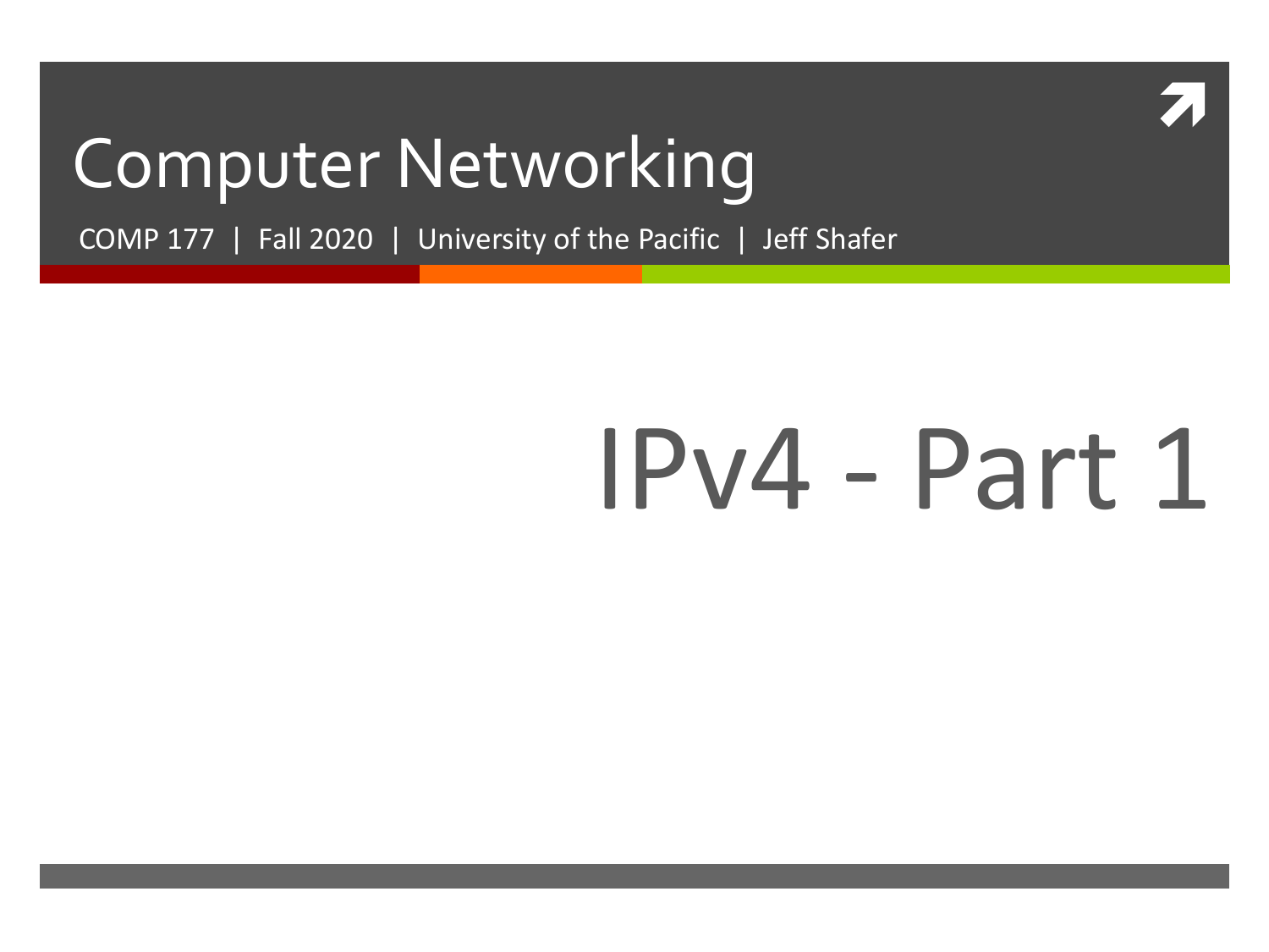# Computer Networking

COMP 177 | Fall 2020 | University of the Pacific | Jeff Shafer

# IPv4 - Part 1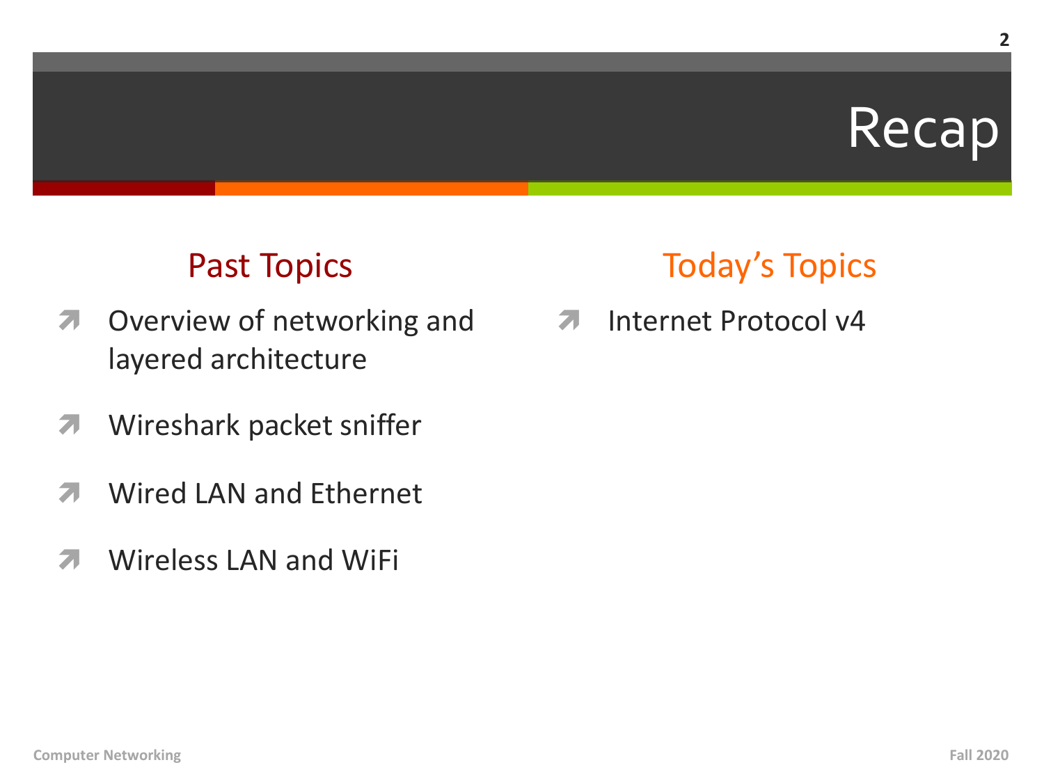# Recap

## Past Topics

- Overview of networking and layered architecture
- Wireshark packet sniffer
- Wired LAN and Ethernet
- Wireless LAN and WiFi

## Today's Topics

- Internet Protocol v4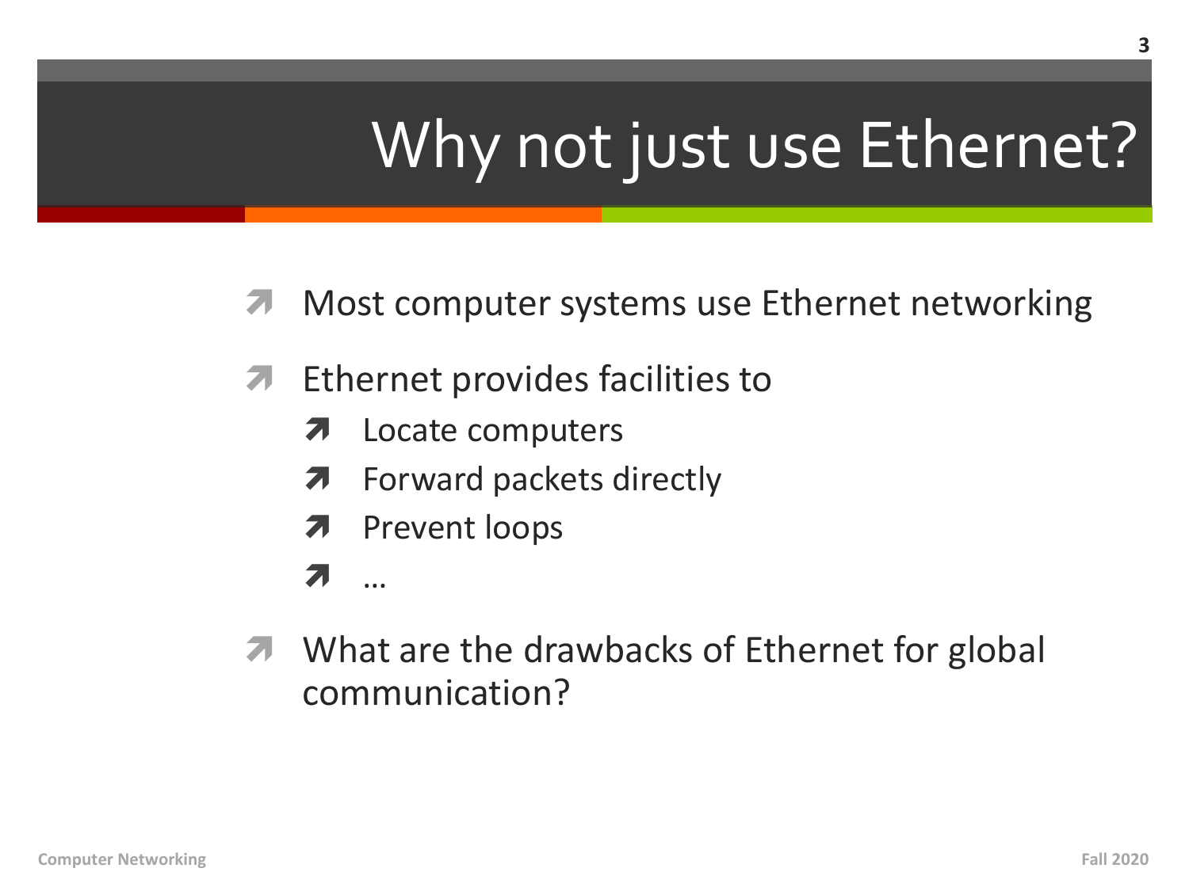# Why not just use Ethernet?

- Most computer systems use Ethernet networking
- Ethernet provides facilities to
  - Locate computers
  - Forward packets directly
  - Prevent loops
  - …
- What are the drawbacks of Ethernet for global communication?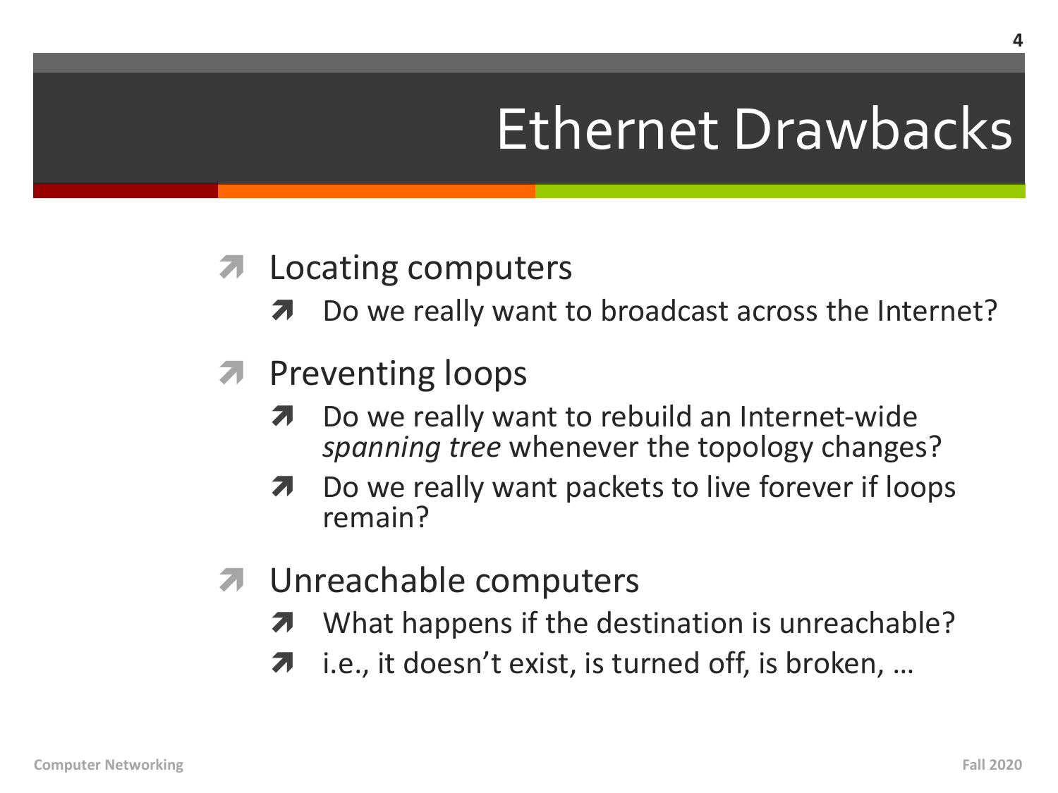# Ethernet Drawbacks

- Locating computers
  - Do we really want to broadcast across the Internet?
- Preventing loops
  - Do we really want to rebuild an Internet-wide *spanning tree* whenever the topology changes?
  - Do we really want packets to live forever if loops remain?
- Unreachable computers
  - What happens if the destination is unreachable?
  - i.e., it doesn't exist, is turned off, is broken, …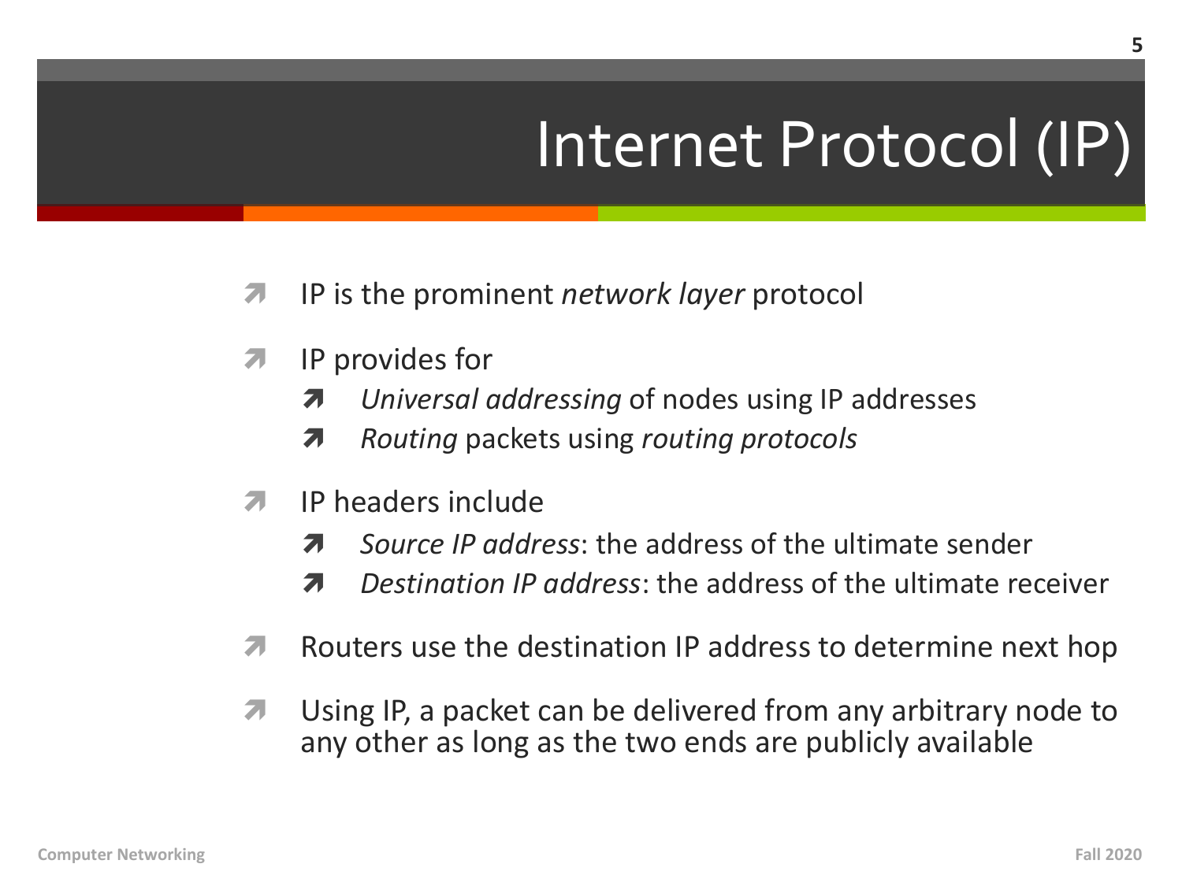# Internet Protocol (IP)

- IP is the prominent *network layer* protocol
- IP provides for
  - *Universal addressing* of nodes using IP addresses
  - *Routing* packets using *routing protocols*
- IP headers include
  - *Source IP address*: the address of the ultimate sender
  - *Destination IP address*: the address of the ultimate receiver
- Routers use the destination IP address to determine next hop
- Using IP, a packet can be delivered from any arbitrary node to any other as long as the two ends are publicly available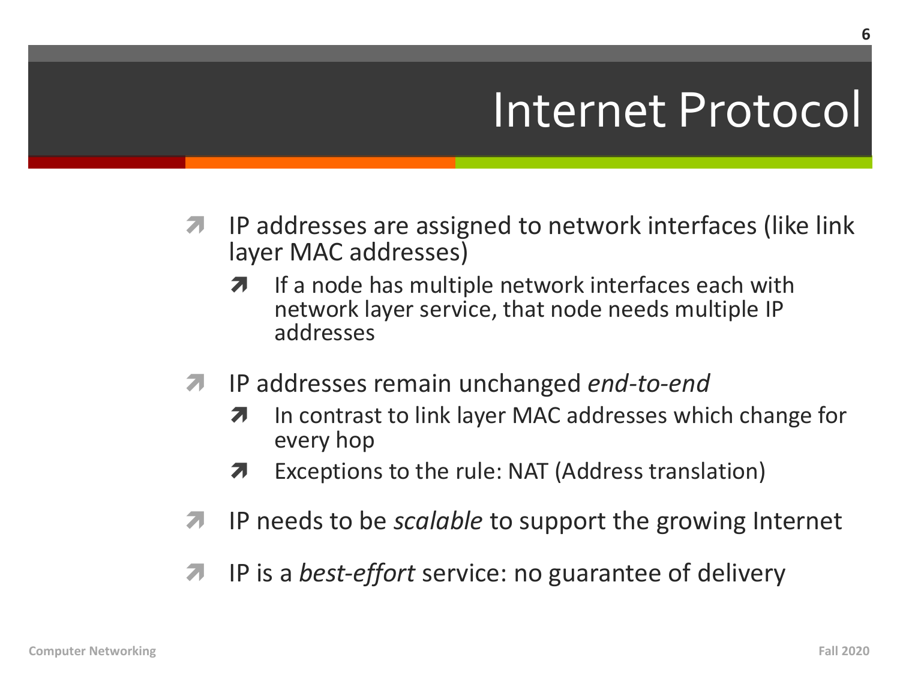# Internet Protocol

- IP addresses are assigned to network interfaces (like link layer MAC addresses)
  - If a node has multiple network interfaces each with network layer service, that node needs multiple IP addresses
- IP addresses remain unchanged *end-to-end*
  - In contrast to link layer MAC addresses which change for every hop
  - Exceptions to the rule: NAT (Address translation)
- IP needs to be *scalable* to support the growing Internet
- IP is a *best-effort* service: no guarantee of delivery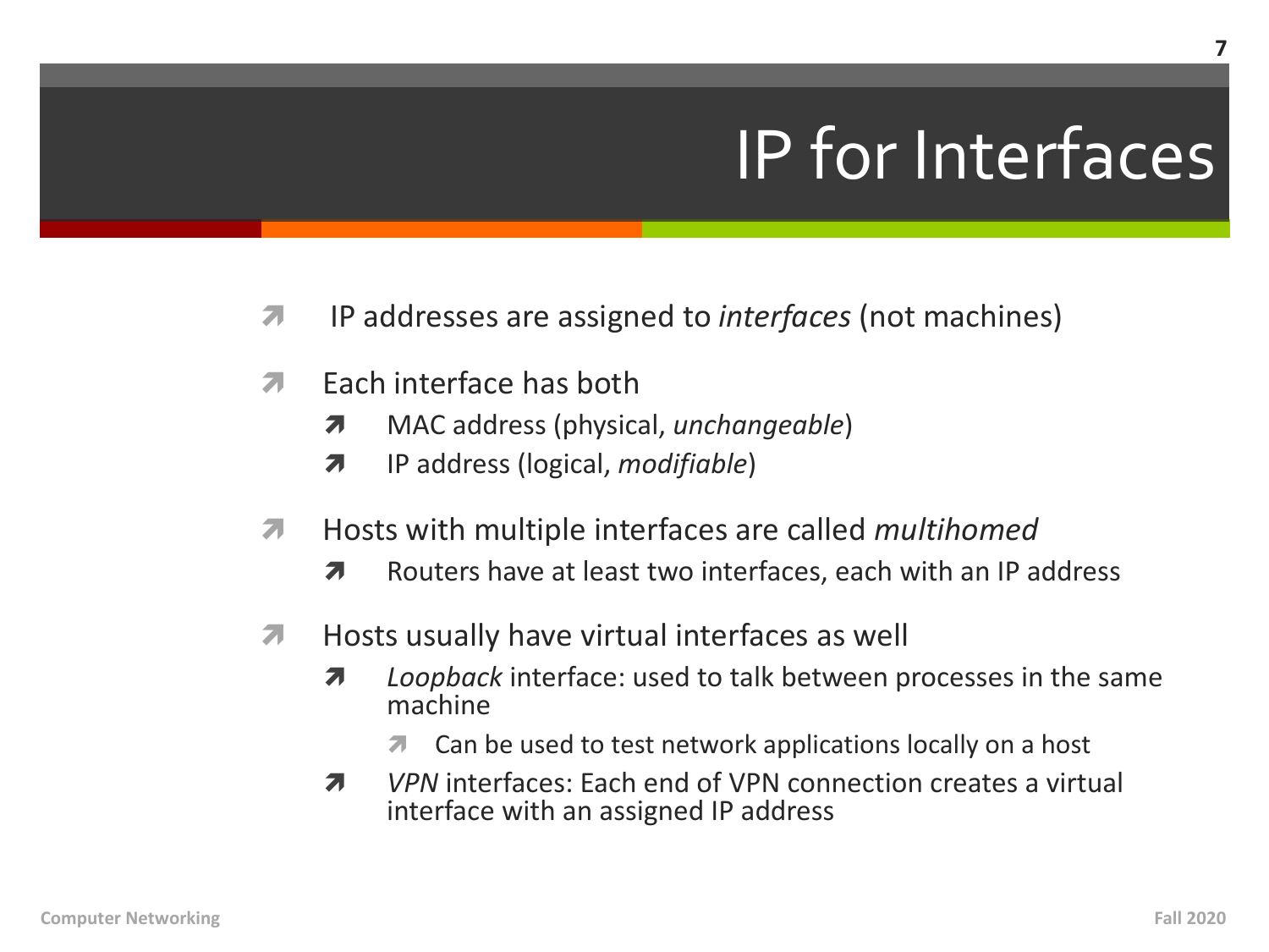# IP for Interfaces

- IP addresses are assigned to *interfaces* (not machines)
- Each interface has both
  - MAC address (physical, *unchangeable*)
  - IP address (logical, *modifiable*)
- Hosts with multiple interfaces are called *multihomed*
  - Routers have at least two interfaces, each with an IP address
- Hosts usually have virtual interfaces as well
  - *Loopback* interface: used to talk between processes in the same machine
    - Can be used to test network applications locally on a host
  - *VPN* interfaces: Each end of VPN connection creates a virtual interface with an assigned IP address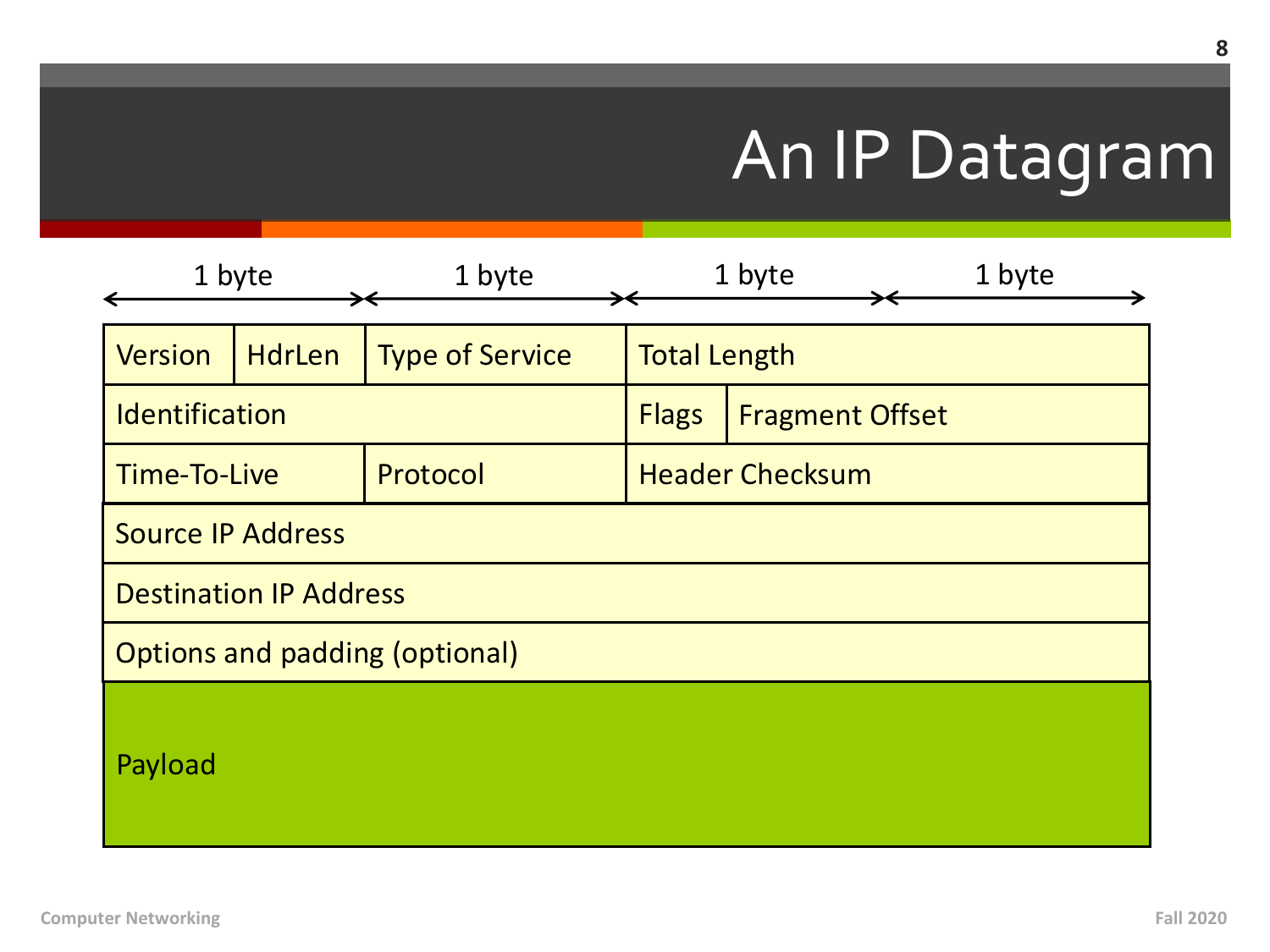# An IP Datagram

| 1 byte | | 1 byte | 1 byte | | 1 byte |
|---|---|---|---|---|---|
| Version | HdrLen | Type of Service | Total Length | | |
| Identification | | | Flags | Fragment Offset | |
| Time-To-Live | | Protocol | Header Checksum | | |
| Source IP Address | | | | | |
| Destination IP Address | | | | | |
| Options and padding (optional) | | | | | |
| Payload | | | | | |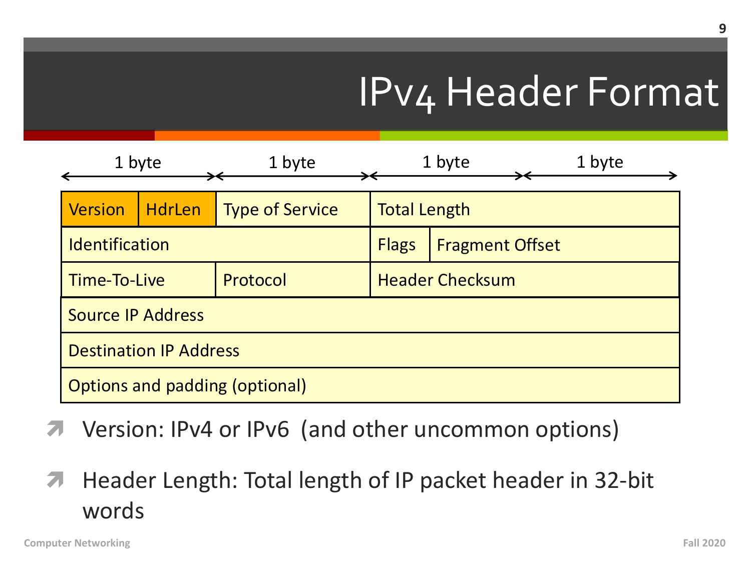# IPv4 Header Format

| 1 byte | | 1 byte | 1 byte | | 1 byte |
|---|---|---|---|---|---|
| Version | HdrLen | Type of Service | Total Length | | |
| Identification | | | Flags | Fragment Offset | |
| Time-To-Live | | Protocol | Header Checksum | | |
| Source IP Address | | | | | |
| Destination IP Address | | | | | |
| Options and padding (optional) | | | | | |

- Version: IPv4 or IPv6 (and other uncommon options)
- Header Length: Total length of IP packet header in 32-bit words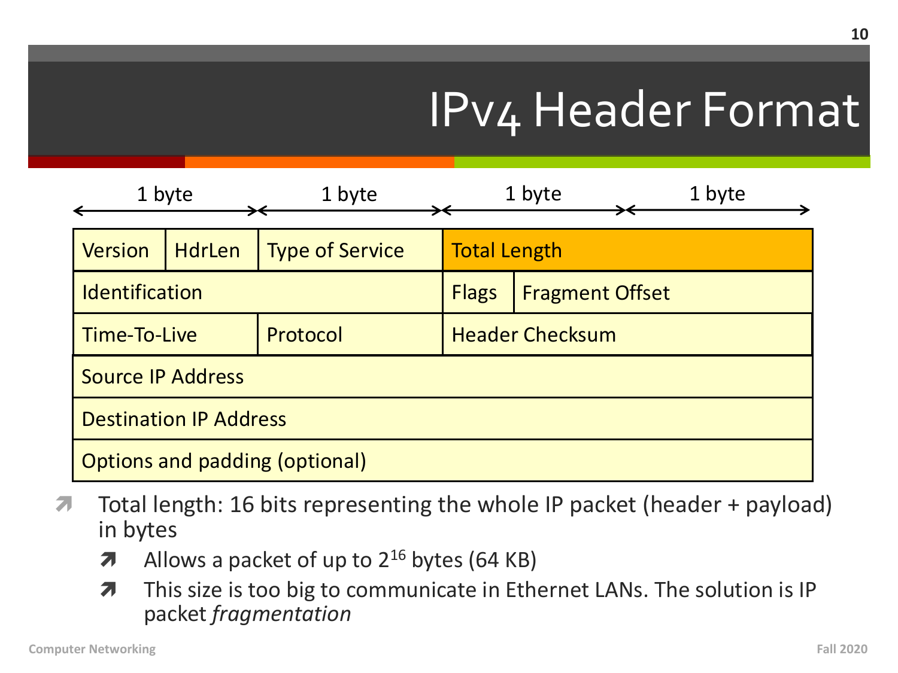# IPv4 Header Format

| 1 byte | | 1 byte | 1 byte | | 1 byte |
|---|---|---|---|---|---|
| Version | HdrLen | Type of Service | Total Length | | |
| Identification | | | Flags | Fragment Offset | |
| Time-To-Live | | Protocol | Header Checksum | | |
| Source IP Address | | | | | |
| Destination IP Address | | | | | |
| Options and padding (optional) | | | | | |

- Total length: 16 bits representing the whole IP packet (header + payload) in bytes
  - Allows a packet of up to $2^{16}$ bytes (64 KB)
  - This size is too big to communicate in Ethernet LANs. The solution is IP packet *fragmentation*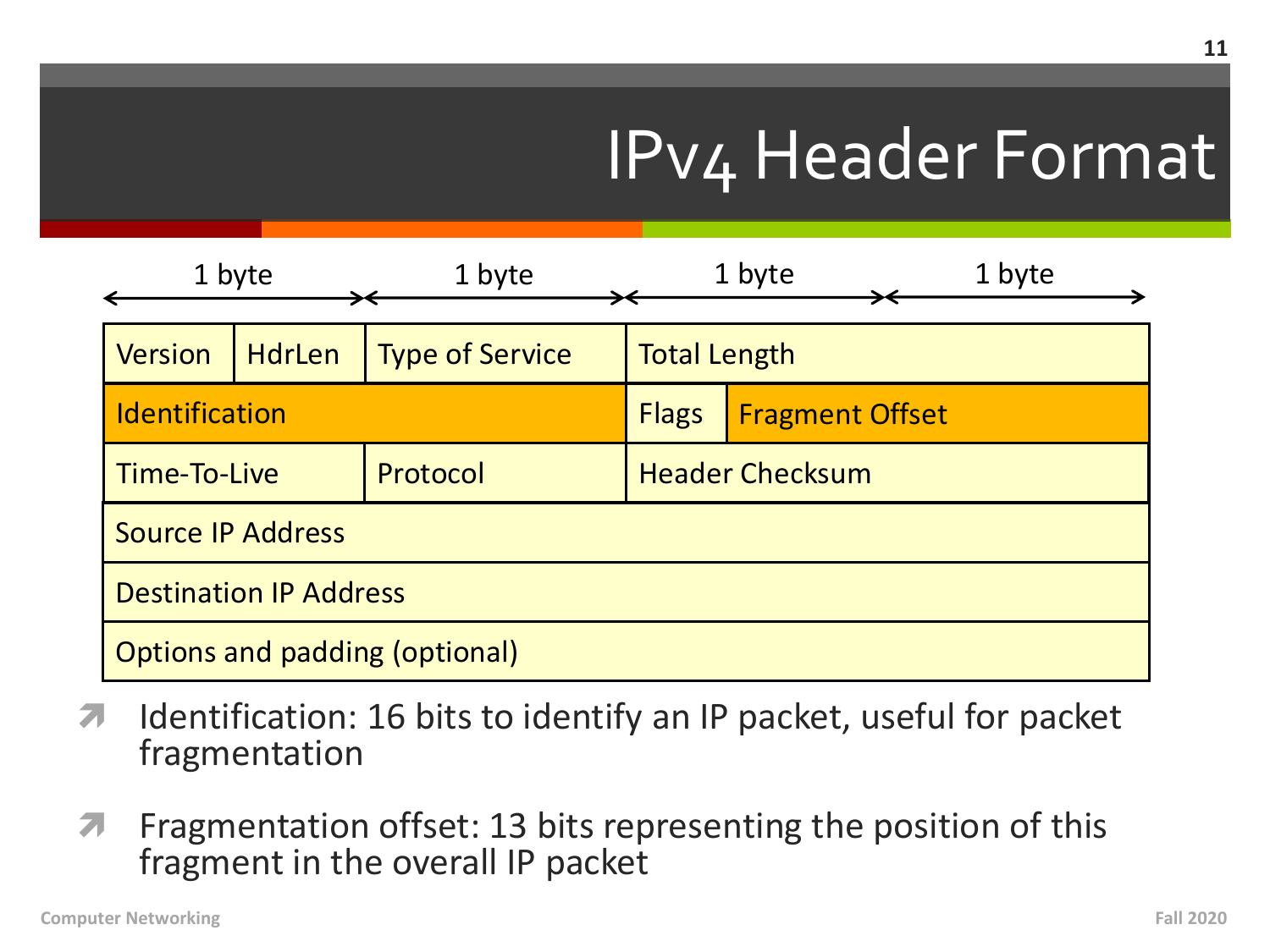# IPv4 Header Format

| 1 byte | | 1 byte | 1 byte | | 1 byte |
|---|---|---|---|---|---|
| Version | HdrLen | Type of Service | Total Length | | |
| Identification | | | Flags | Fragment Offset | |
| Time-To-Live | | Protocol | Header Checksum | | |
| Source IP Address | | | | | |
| Destination IP Address | | | | | |
| Options and padding (optional) | | | | | |

- Identification: 16 bits to identify an IP packet, useful for packet fragmentation
- Fragmentation offset: 13 bits representing the position of this fragment in the overall IP packet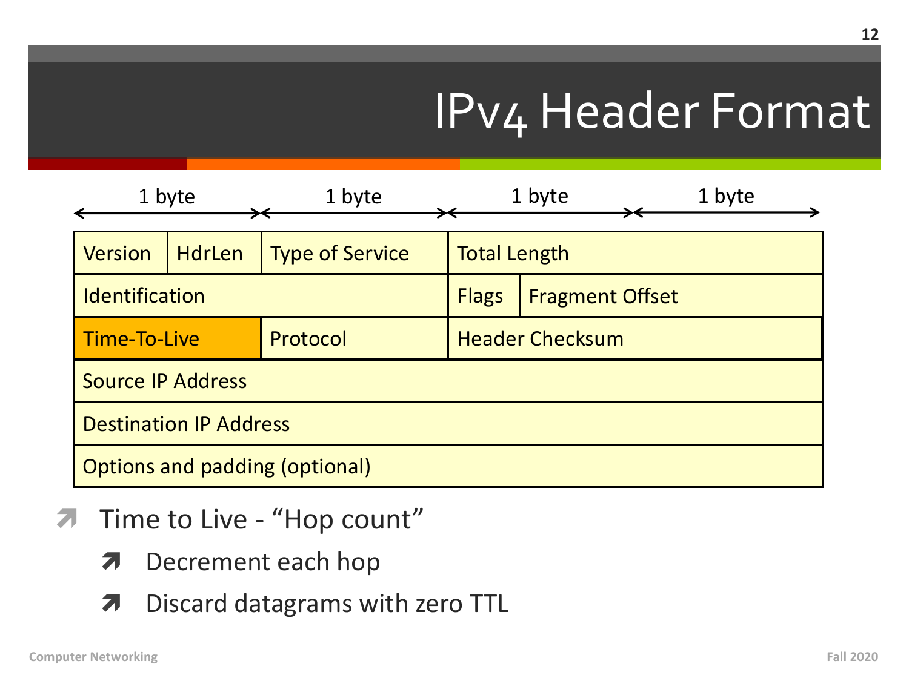# IPv4 Header Format

| 1 byte | | 1 byte | 1 byte | | 1 byte |
|---|---|---|---|---|---|
| Version | HdrLen | Type of Service | Total Length | | |
| Identification | | | Flags | Fragment Offset | |
| Time-To-Live | | Protocol | Header Checksum | | |
| Source IP Address | | | | | |
| Destination IP Address | | | | | |
| Options and padding (optional) | | | | | |

- Time to Live - "Hop count"
  - Decrement each hop
  - Discard datagrams with zero TTL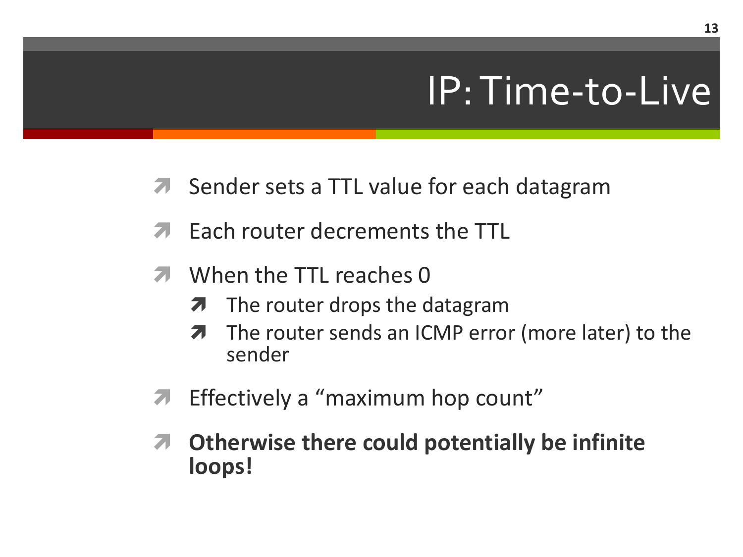# IP: Time-to-Live

- Sender sets a TTL value for each datagram
- Each router decrements the TTL
- When the TTL reaches 0
  - The router drops the datagram
  - The router sends an ICMP error (more later) to the sender
- Effectively a "maximum hop count"
- **Otherwise there could potentially be infinite loops!**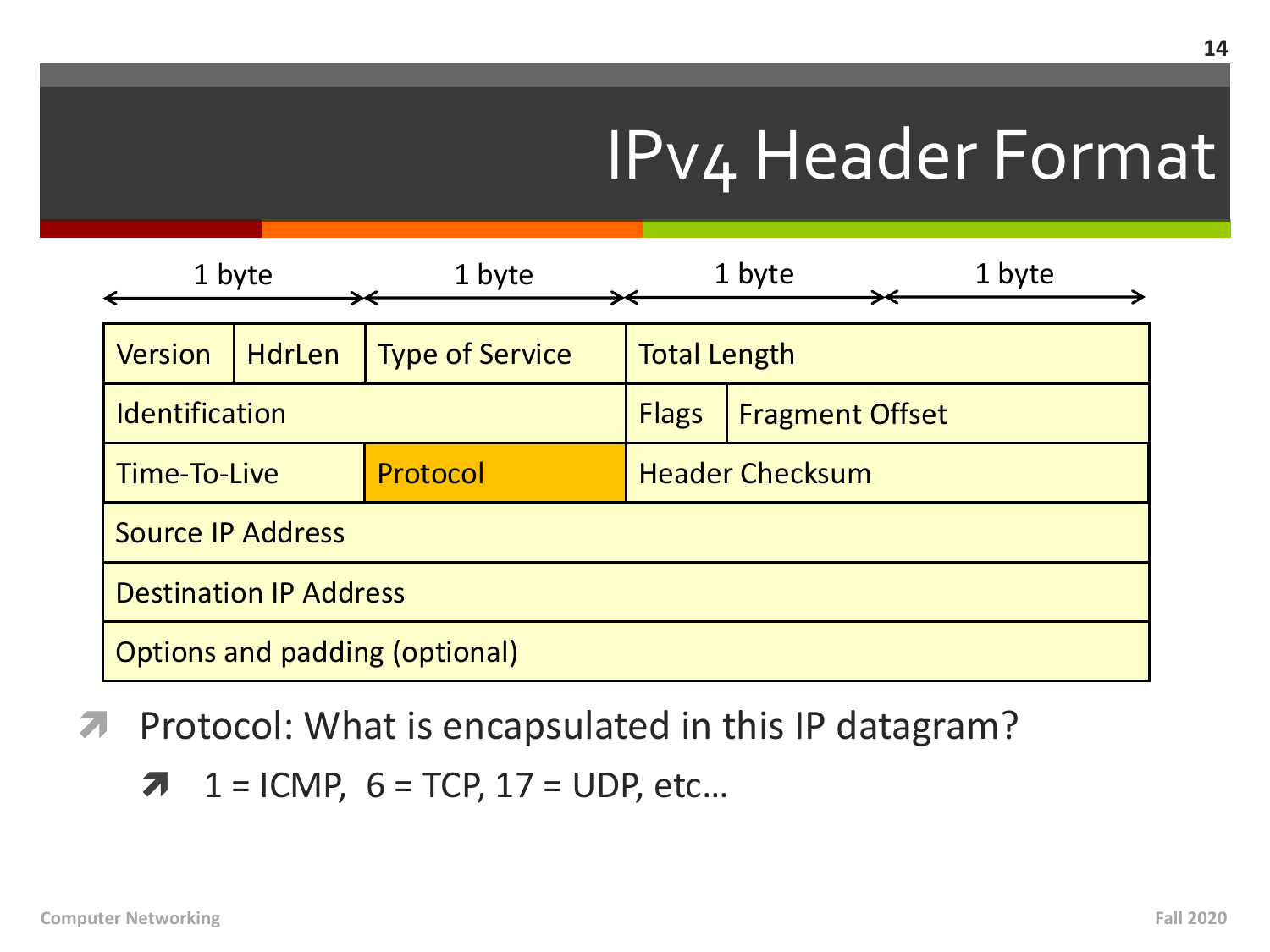# IPv4 Header Format

| 1 byte | | 1 byte | 1 byte | | 1 byte |
|---|---|---|---|---|---|
| Version | HdrLen | Type of Service | Total Length | | |
| Identification | | | Flags | Fragment Offset | |
| Time-To-Live | | Protocol | Header Checksum | | |
| Source IP Address | | | | | |
| Destination IP Address | | | | | |
| Options and padding (optional) | | | | | |

- Protocol: What is encapsulated in this IP datagram?
  - 1 = ICMP, 6 = TCP, 17 = UDP, etc…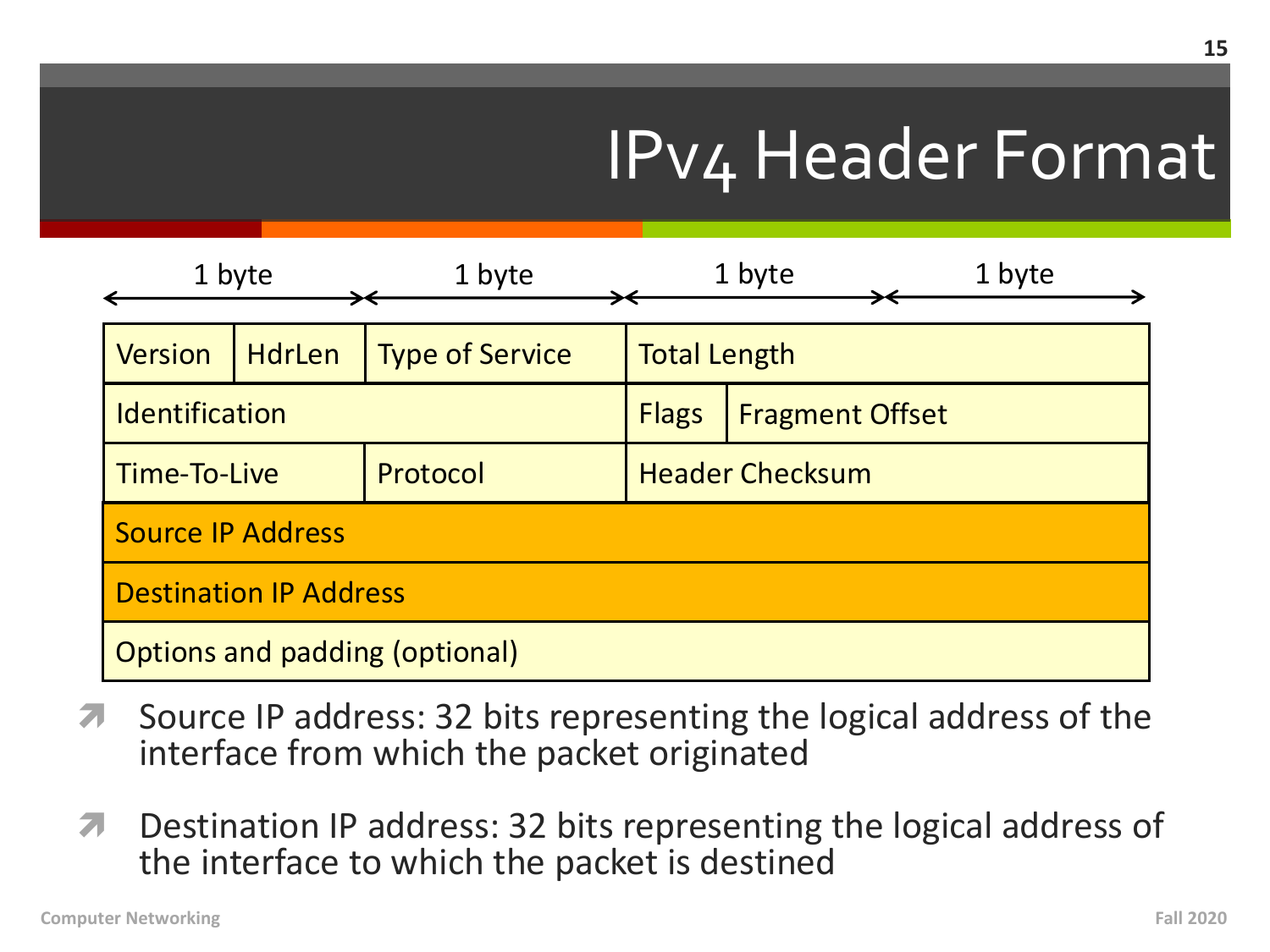# IPv4 Header Format

| 1 byte | | 1 byte | 1 byte | | 1 byte |
|---|---|---|---|---|---|
| Version | HdrLen | Type of Service | Total Length | | |
| Identification | | | Flags | Fragment Offset | |
| Time-To-Live | | Protocol | Header Checksum | | |
| Source IP Address | | | | | |
| Destination IP Address | | | | | |
| Options and padding (optional) | | | | | |

- Source IP address: 32 bits representing the logical address of the interface from which the packet originated
- Destination IP address: 32 bits representing the logical address of the interface to which the packet is destined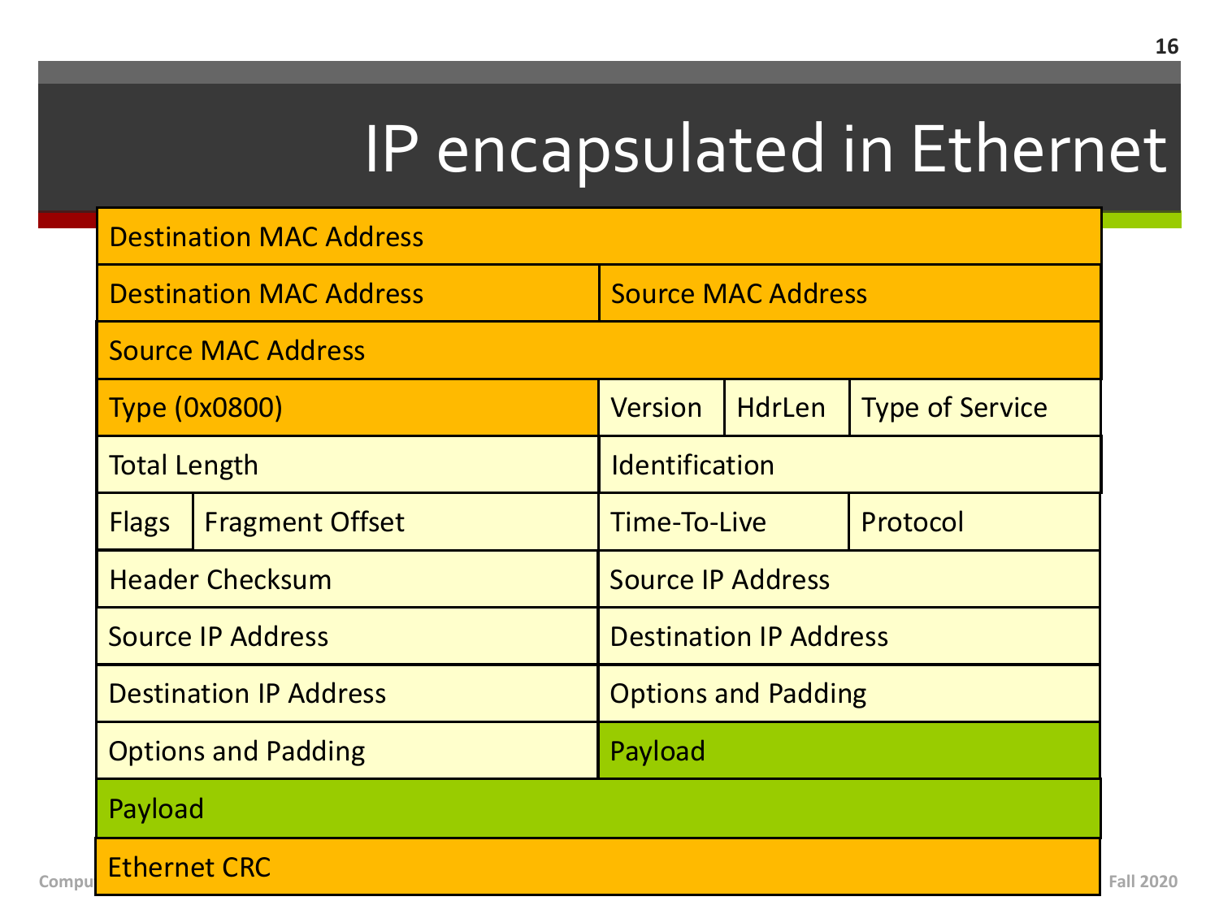# IP encapsulated in Ethernet

| | | | | |
|---|---|---|---|---|
| Destination MAC Address | | | | |
| Destination MAC Address | | Source MAC Address | | |
| Source MAC Address | | | | |
| Type (0x0800) | | Version | HdrLen | Type of Service |
| Total Length | | Identification | | |
| Flags | Fragment Offset | Time-To-Live | | Protocol |
| Header Checksum | | Source IP Address | | |
| Source IP Address | | Destination IP Address | | |
| Destination IP Address | | Options and Padding | | |
| Options and Padding | | Payload | | |
| Payload | | | | |
| Ethernet CRC | | | | |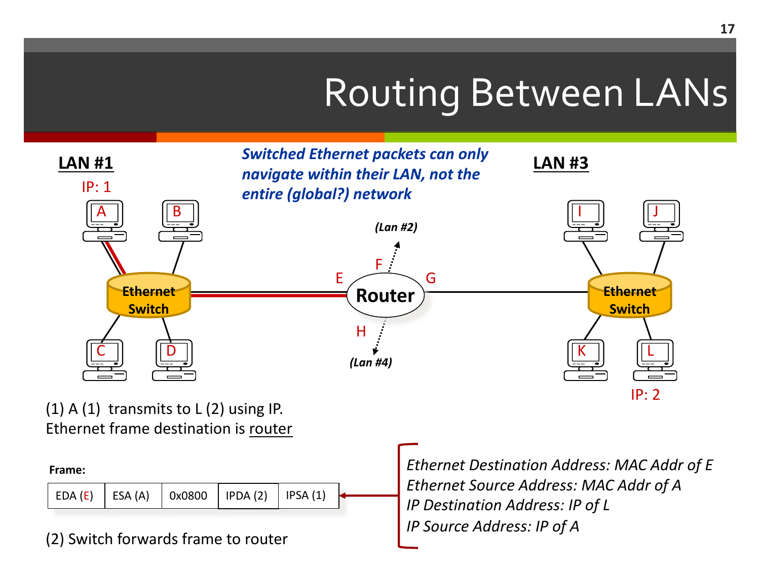# Routing Between LANs

***Switched Ethernet packets can only navigate within their LAN, not the entire (global?) network***

**LAN #1**

IP: 1

A B C D

Ethernet Switch

E F G H

Router

*(Lan #2)*

*(Lan #4)*

**LAN #3**

I J K L

Ethernet Switch

IP: 2

(1) A (1) transmits to L (2) using IP.
Ethernet frame destination is router

**Frame:**

| EDA (E) | ESA (A) | 0x0800 | IPDA (2) | IPSA (1) |
|---|---|---|---|---|

*Ethernet Destination Address: MAC Addr of E*
*Ethernet Source Address: MAC Addr of A*
*IP Destination Address: IP of L*
*IP Source Address: IP of A*

(2) Switch forwards frame to router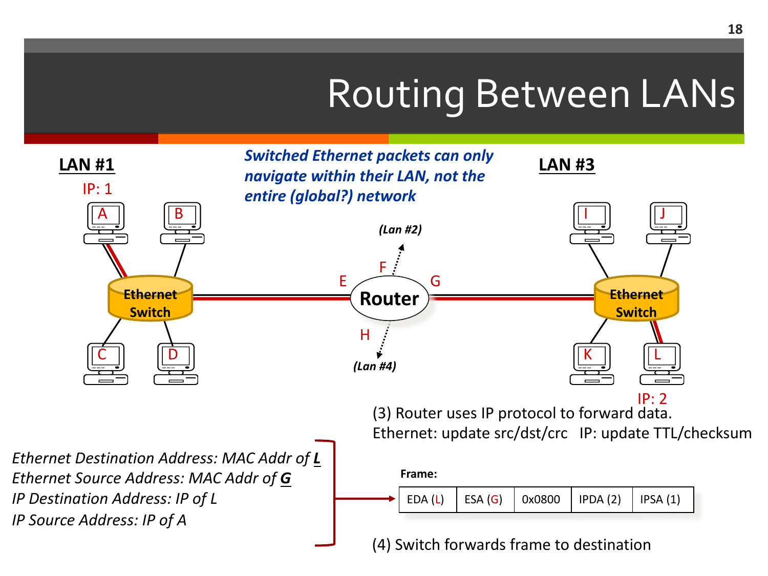# Routing Between LANs

**LAN #1**

IP: 1

A B C D

Ethernet Switch

*Switched Ethernet packets can only navigate within their LAN, not the entire (global?) network*

*(Lan #2)*

F

E **Router** G

H

*(Lan #4)*

**LAN #3**

I J K L

Ethernet Switch

IP: 2

(3) Router uses IP protocol to forward data.
Ethernet: update src/dst/crc IP: update TTL/checksum

*Ethernet Destination Address: MAC Addr of **L***
*Ethernet Source Address: MAC Addr of **G***
*IP Destination Address: IP of L*
*IP Source Address: IP of A*

**Frame:**

| EDA (L) | ESA (G) | 0x0800 | IPDA (2) | IPSA (1) |
|---|---|---|---|---|

(4) Switch forwards frame to destination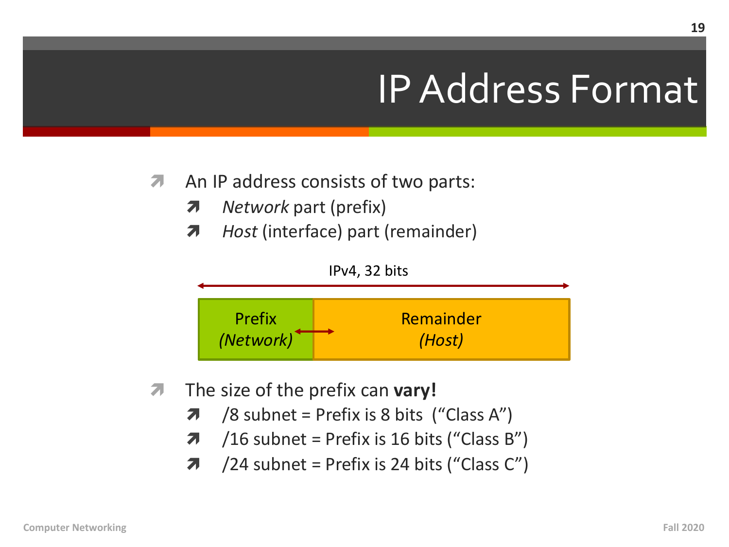# IP Address Format

- An IP address consists of two parts:
  - *Network* part (prefix)
  - *Host* (interface) part (remainder)

IPv4, 32 bits

| Prefix *(Network)* | Remainder *(Host)* |
| --- | --- |

- The size of the prefix can **vary!**
  - /8 subnet = Prefix is 8 bits ("Class A")
  - /16 subnet = Prefix is 16 bits ("Class B")
  - /24 subnet = Prefix is 24 bits ("Class C")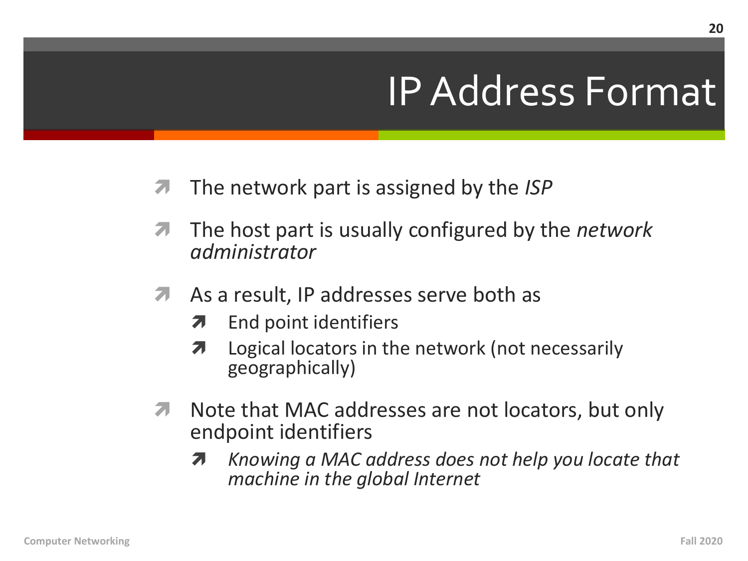# IP Address Format

- The network part is assigned by the *ISP*
- The host part is usually configured by the *network administrator*
- As a result, IP addresses serve both as
  - End point identifiers
  - Logical locators in the network (not necessarily geographically)
- Note that MAC addresses are not locators, but only endpoint identifiers
  - *Knowing a MAC address does not help you locate that machine in the global Internet*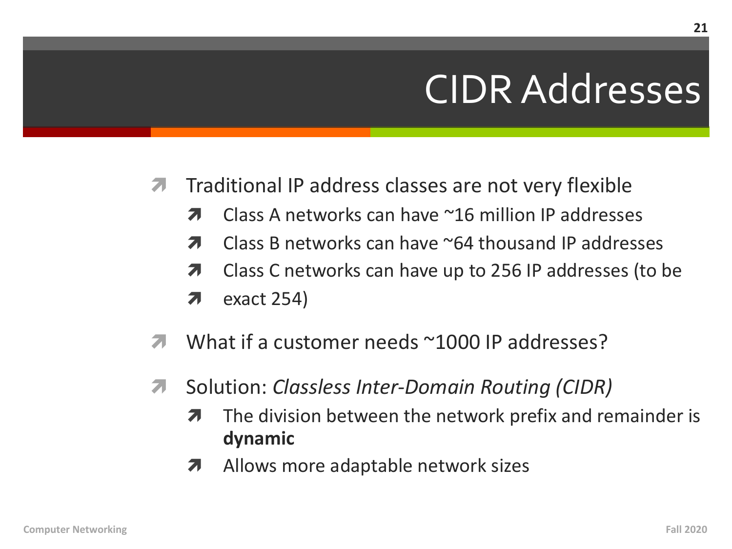# CIDR Addresses

- Traditional IP address classes are not very flexible
  - Class A networks can have ~16 million IP addresses
  - Class B networks can have ~64 thousand IP addresses
  - Class C networks can have up to 256 IP addresses (to be
  - exact 254)
- What if a customer needs ~1000 IP addresses?
- Solution: *Classless Inter-Domain Routing (CIDR)*
  - The division between the network prefix and remainder is **dynamic**
  - Allows more adaptable network sizes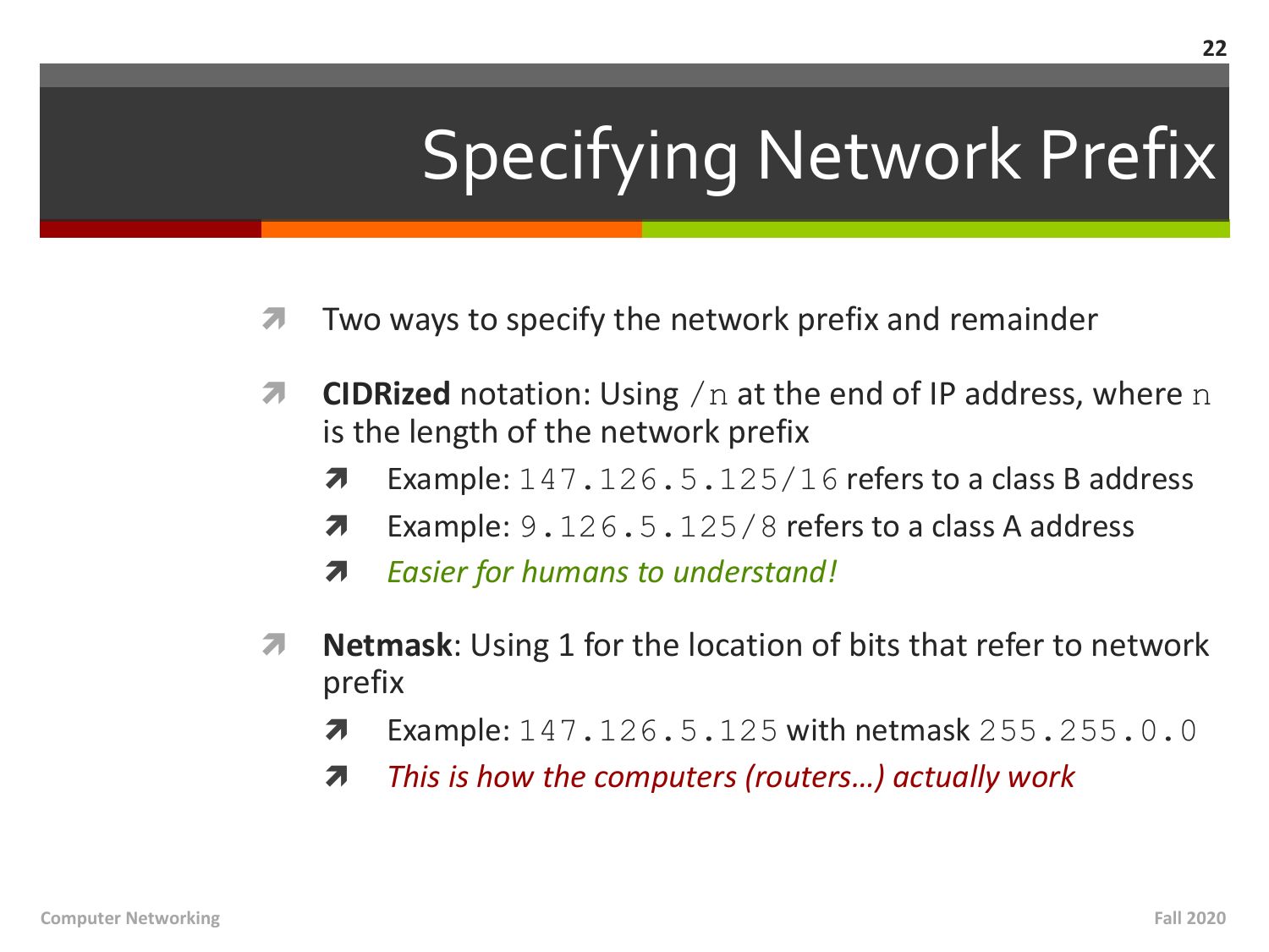# Specifying Network Prefix

- Two ways to specify the network prefix and remainder
- **CIDRized** notation: Using `/n` at the end of IP address, where `n` is the length of the network prefix
  - Example: `147.126.5.125/16` refers to a class B address
  - Example: `9.126.5.125/8` refers to a class A address
  - *Easier for humans to understand!*
- **Netmask**: Using 1 for the location of bits that refer to network prefix
  - Example: `147.126.5.125` with netmask `255.255.0.0`
  - *This is how the computers (routers…) actually work*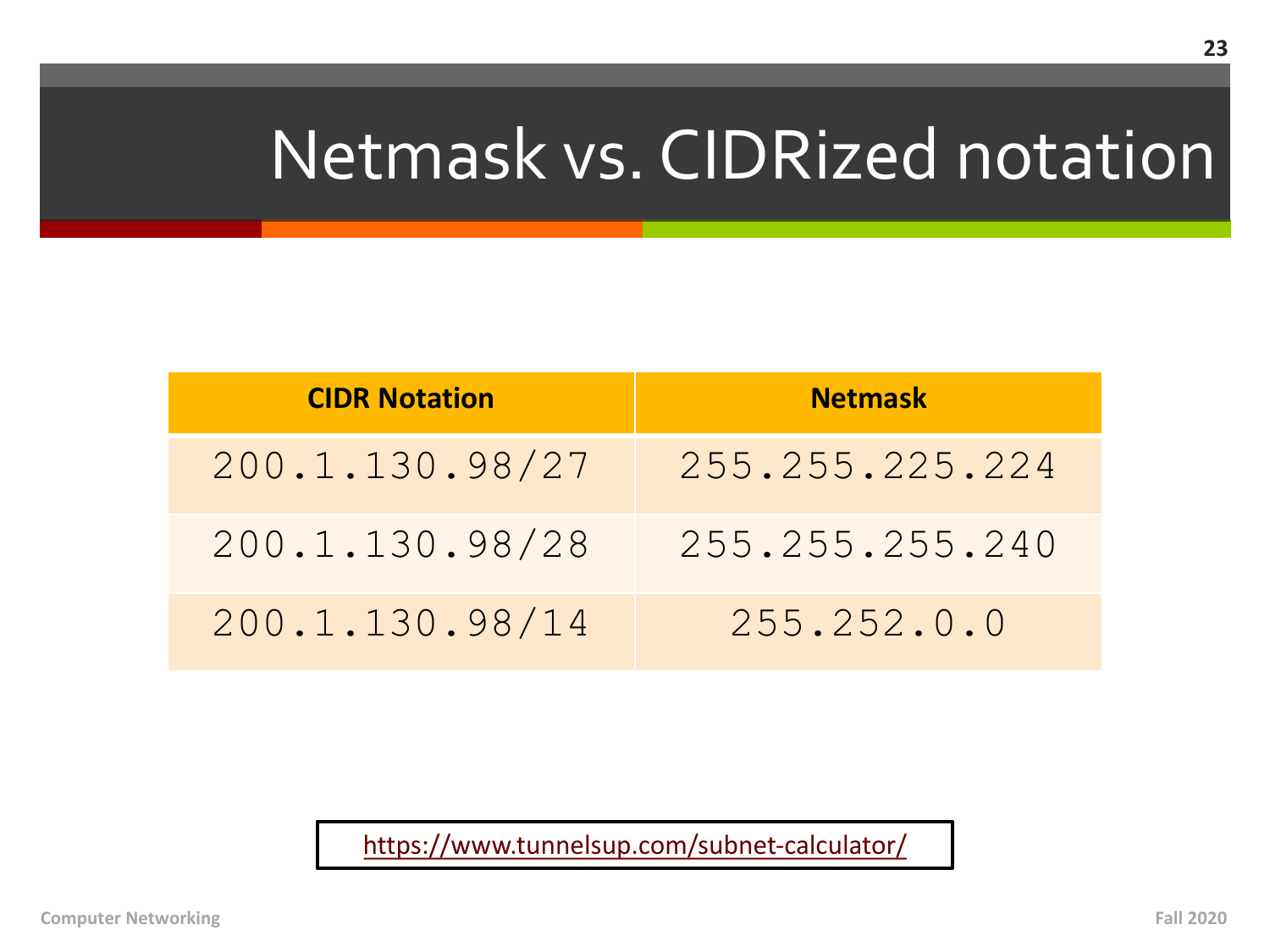# Netmask vs. CIDRized notation

| CIDR Notation | Netmask |
|---|---|
| 200.1.130.98/27 | 255.255.225.224 |
| 200.1.130.98/28 | 255.255.255.240 |
| 200.1.130.98/14 | 255.252.0.0 |

[https://www.tunnelsup.com/subnet-calculator/](https://www.tunnelsup.com/subnet-calculator/)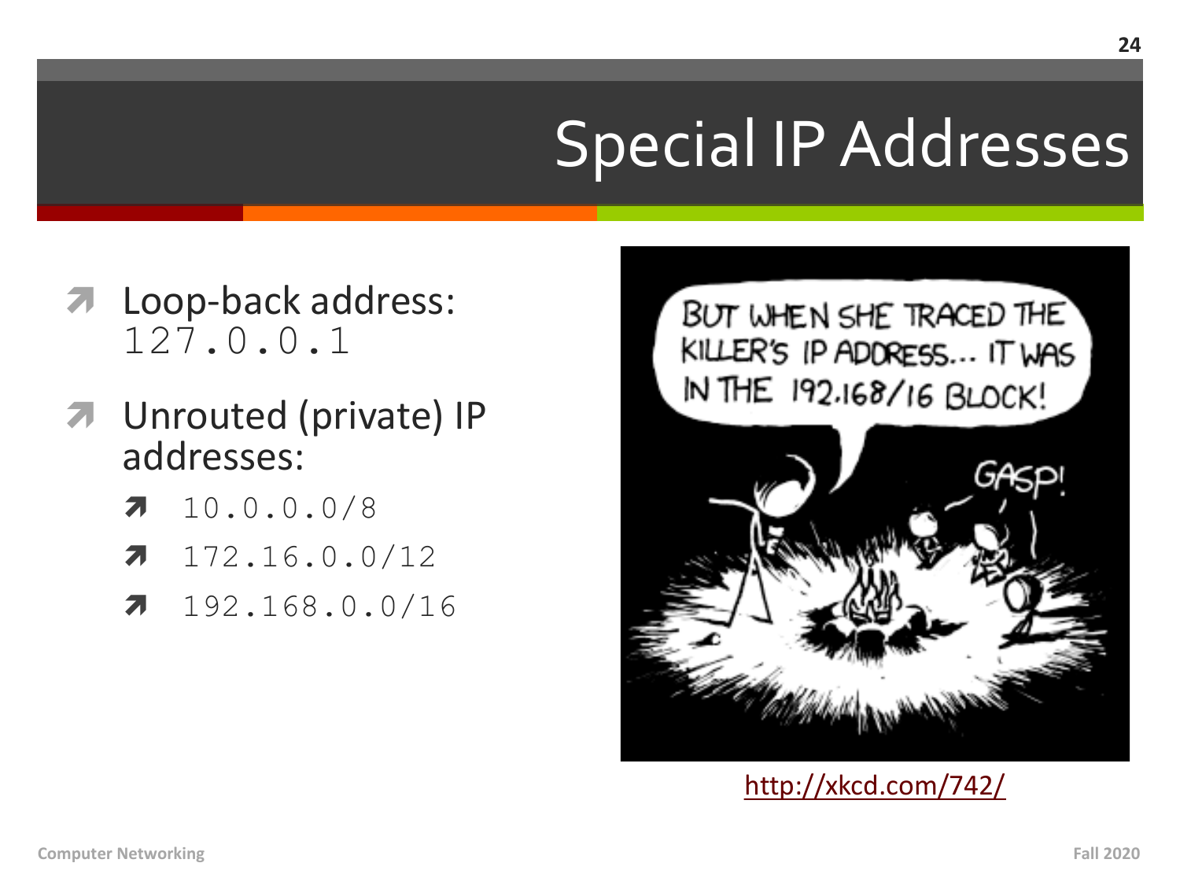# Special IP Addresses

- Loop-back address: `127.0.0.1`
- Unrouted (private) IP addresses:
  - `10.0.0.0/8`
  - `172.16.0.0/12`
  - `192.168.0.0/16`

http://xkcd.com/742/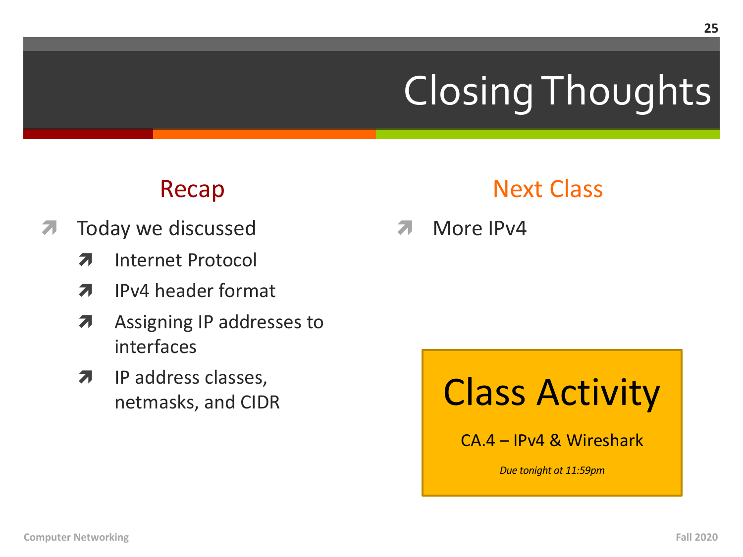# Closing Thoughts

## Recap

- Today we discussed
  - Internet Protocol
  - IPv4 header format
  - Assigning IP addresses to interfaces
  - IP address classes, netmasks, and CIDR

## Next Class

- More IPv4

## Class Activity

CA.4 – IPv4 & Wireshark

*Due tonight at 11:59pm*